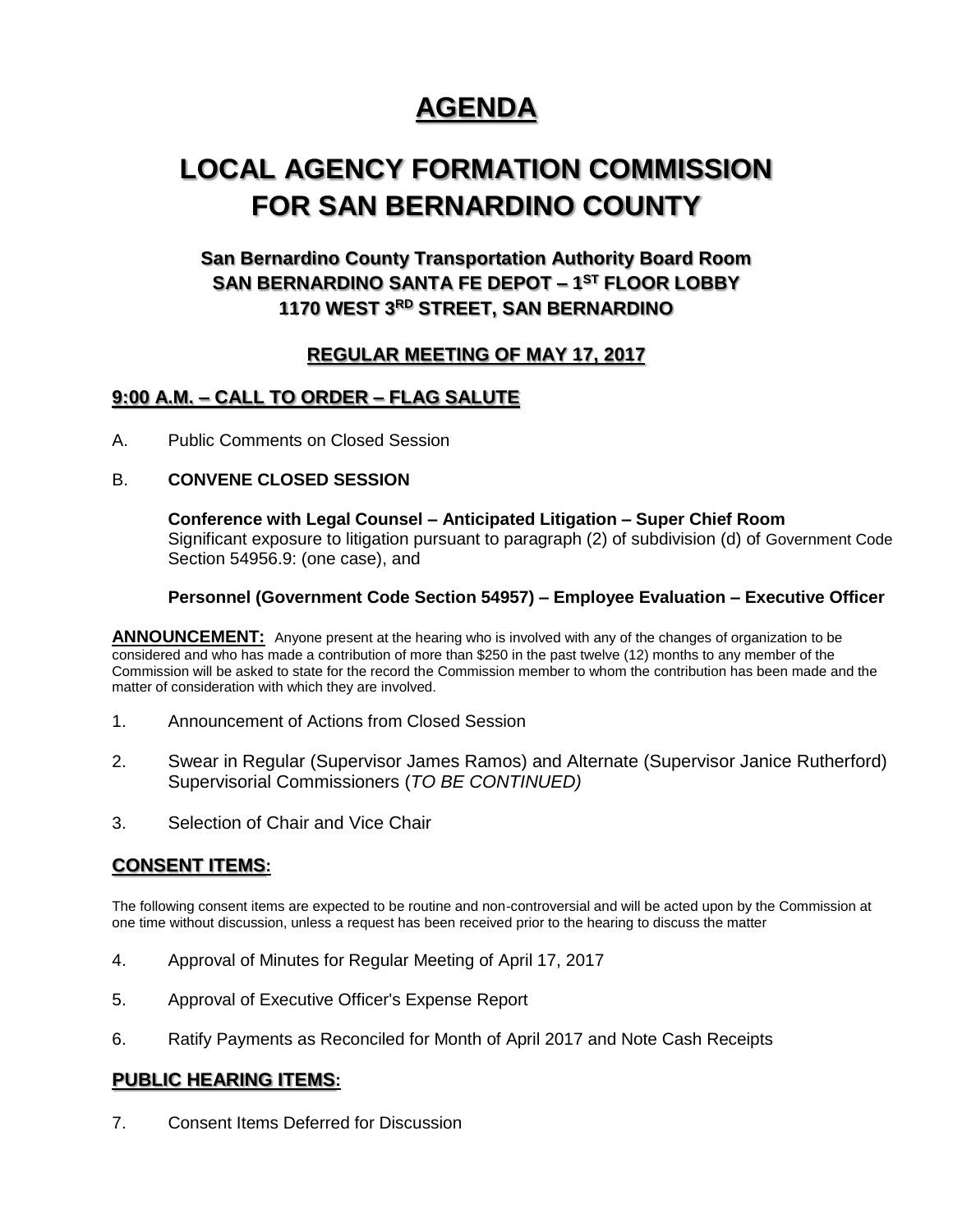# AGENDA

# LOCAL AGENCY FORMATION COMMISSION FOR SAN BERNARDINO COUNTY

### San Bernardino County Transportation Authority Board Room
### SAN BERNARDINO SANTA FE DEPOT – 1ST FLOOR LOBBY
### 1170 WEST 3RD STREET, SAN BERNARDINO

## REGULAR MEETING OF MAY 17, 2017

## 9:00 A.M. – CALL TO ORDER – FLAG SALUTE

A. Public Comments on Closed Session

B. **CONVENE CLOSED SESSION**

**Conference with Legal Counsel – Anticipated Litigation – Super Chief Room**
Significant exposure to litigation pursuant to paragraph (2) of subdivision (d) of Government Code Section 54956.9: (one case), and

**Personnel (Government Code Section 54957) – Employee Evaluation – Executive Officer**

**ANNOUNCEMENT:** Anyone present at the hearing who is involved with any of the changes of organization to be considered and who has made a contribution of more than $250 in the past twelve (12) months to any member of the Commission will be asked to state for the record the Commission member to whom the contribution has been made and the matter of consideration with which they are involved.

1. Announcement of Actions from Closed Session

2. Swear in Regular (Supervisor James Ramos) and Alternate (Supervisor Janice Rutherford) Supervisorial Commissioners (*TO BE CONTINUED)*

3. Selection of Chair and Vice Chair

## CONSENT ITEMS:

The following consent items are expected to be routine and non-controversial and will be acted upon by the Commission at one time without discussion, unless a request has been received prior to the hearing to discuss the matter

4. Approval of Minutes for Regular Meeting of April 17, 2017

5. Approval of Executive Officer's Expense Report

6. Ratify Payments as Reconciled for Month of April 2017 and Note Cash Receipts

## PUBLIC HEARING ITEMS:

7. Consent Items Deferred for Discussion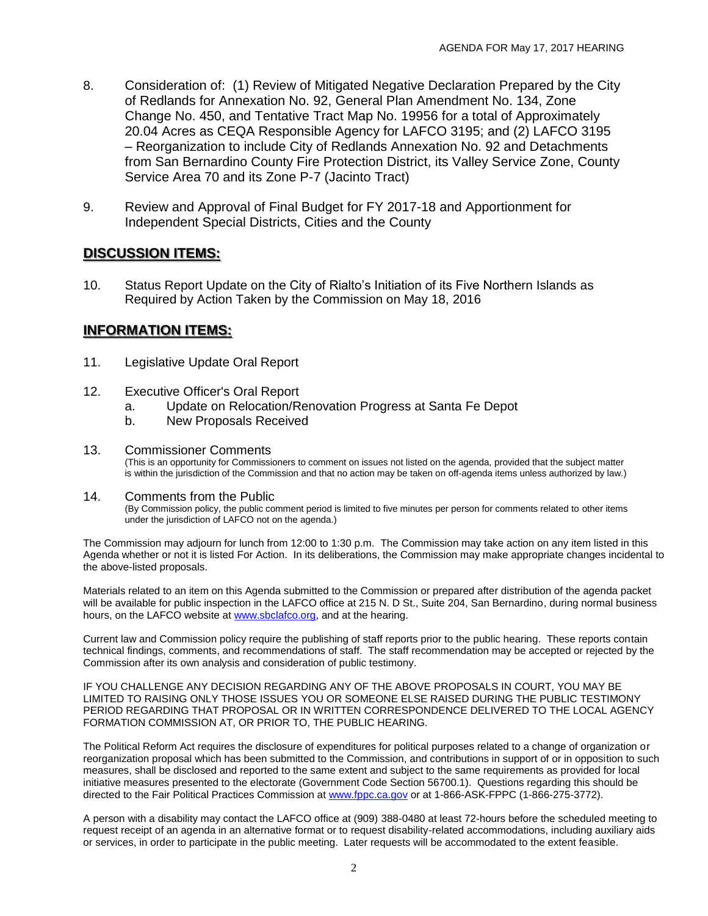8. Consideration of: (1) Review of Mitigated Negative Declaration Prepared by the City of Redlands for Annexation No. 92, General Plan Amendment No. 134, Zone Change No. 450, and Tentative Tract Map No. 19956 for a total of Approximately 20.04 Acres as CEQA Responsible Agency for LAFCO 3195; and (2) LAFCO 3195 – Reorganization to include City of Redlands Annexation No. 92 and Detachments from San Bernardino County Fire Protection District, its Valley Service Zone, County Service Area 70 and its Zone P-7 (Jacinto Tract)

9. Review and Approval of Final Budget for FY 2017-18 and Apportionment for Independent Special Districts, Cities and the County

## DISCUSSION ITEMS:

10. Status Report Update on the City of Rialto's Initiation of its Five Northern Islands as Required by Action Taken by the Commission on May 18, 2016

## INFORMATION ITEMS:

11. Legislative Update Oral Report

12. Executive Officer's Oral Report
    a. Update on Relocation/Renovation Progress at Santa Fe Depot
    b. New Proposals Received

13. Commissioner Comments
    (This is an opportunity for Commissioners to comment on issues not listed on the agenda, provided that the subject matter is within the jurisdiction of the Commission and that no action may be taken on off-agenda items unless authorized by law.)

14. Comments from the Public
    (By Commission policy, the public comment period is limited to five minutes per person for comments related to other items under the jurisdiction of LAFCO not on the agenda.)

The Commission may adjourn for lunch from 12:00 to 1:30 p.m. The Commission may take action on any item listed in this Agenda whether or not it is listed For Action. In its deliberations, the Commission may make appropriate changes incidental to the above-listed proposals.

Materials related to an item on this Agenda submitted to the Commission or prepared after distribution of the agenda packet will be available for public inspection in the LAFCO office at 215 N. D St., Suite 204, San Bernardino, during normal business hours, on the LAFCO website at www.sbclafco.org, and at the hearing.

Current law and Commission policy require the publishing of staff reports prior to the public hearing. These reports contain technical findings, comments, and recommendations of staff. The staff recommendation may be accepted or rejected by the Commission after its own analysis and consideration of public testimony.

IF YOU CHALLENGE ANY DECISION REGARDING ANY OF THE ABOVE PROPOSALS IN COURT, YOU MAY BE LIMITED TO RAISING ONLY THOSE ISSUES YOU OR SOMEONE ELSE RAISED DURING THE PUBLIC TESTIMONY PERIOD REGARDING THAT PROPOSAL OR IN WRITTEN CORRESPONDENCE DELIVERED TO THE LOCAL AGENCY FORMATION COMMISSION AT, OR PRIOR TO, THE PUBLIC HEARING.

The Political Reform Act requires the disclosure of expenditures for political purposes related to a change of organization or reorganization proposal which has been submitted to the Commission, and contributions in support of or in opposition to such measures, shall be disclosed and reported to the same extent and subject to the same requirements as provided for local initiative measures presented to the electorate (Government Code Section 56700.1). Questions regarding this should be directed to the Fair Political Practices Commission at www.fppc.ca.gov or at 1-866-ASK-FPPC (1-866-275-3772).

A person with a disability may contact the LAFCO office at (909) 388-0480 at least 72-hours before the scheduled meeting to request receipt of an agenda in an alternative format or to request disability-related accommodations, including auxiliary aids or services, in order to participate in the public meeting. Later requests will be accommodated to the extent feasible.